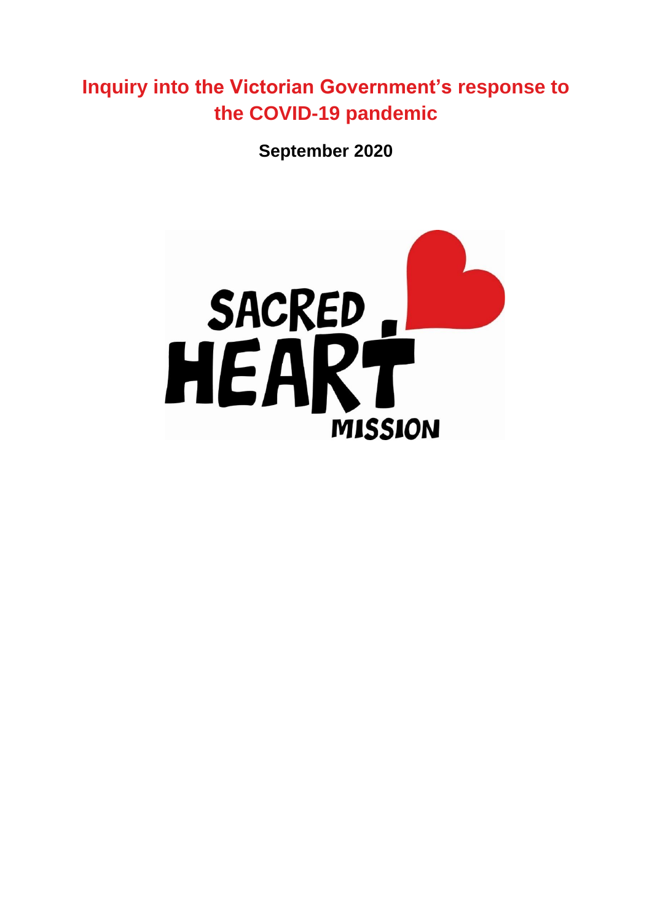# Inquiry into the Victorian Government's response to the COVID-19 pandemic

**September 2020**

SACRED HEART MISSION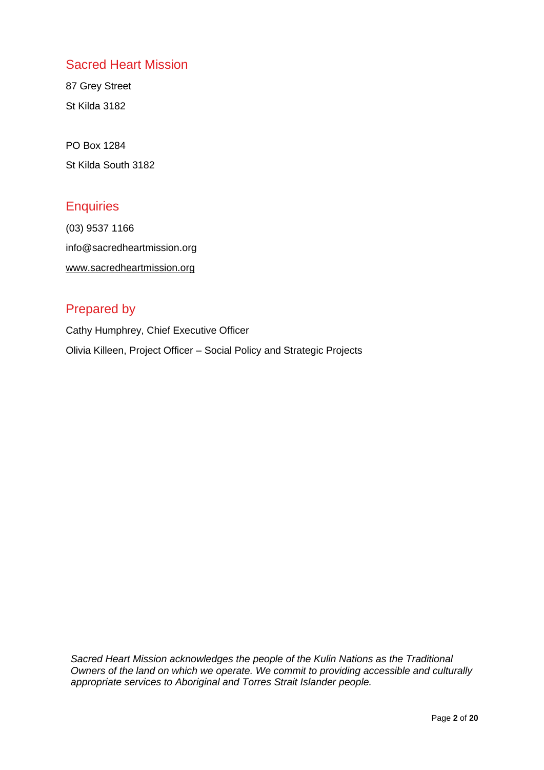## Sacred Heart Mission

87 Grey Street

St Kilda 3182

PO Box 1284

St Kilda South 3182

## Enquiries

(03) 9537 1166

info@sacredheartmission.org

www.sacredheartmission.org

## Prepared by

Cathy Humphrey, Chief Executive Officer

Olivia Killeen, Project Officer – Social Policy and Strategic Projects

*Sacred Heart Mission acknowledges the people of the Kulin Nations as the Traditional Owners of the land on which we operate. We commit to providing accessible and culturally appropriate services to Aboriginal and Torres Strait Islander people.*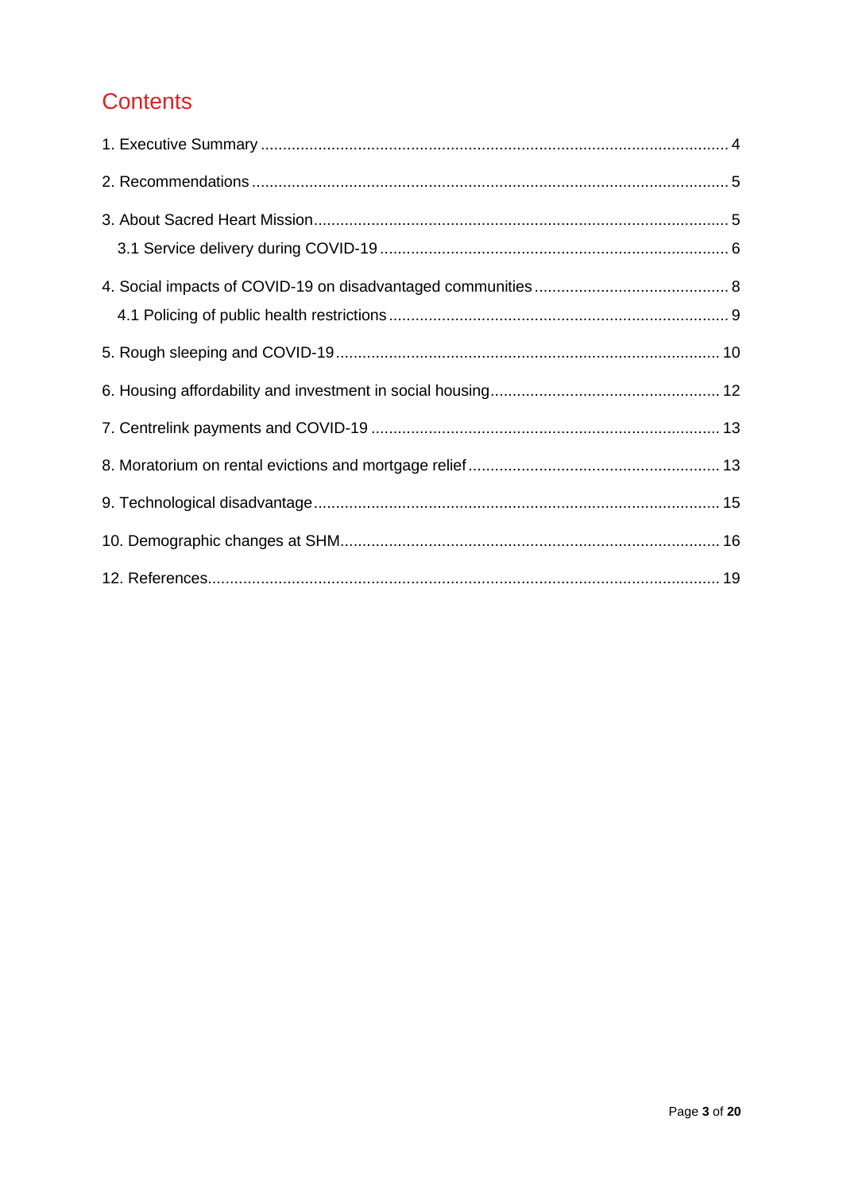# Contents

1. Executive Summary ........................................................................................................ 4

2. Recommendations .......................................................................................................... 5

3. About Sacred Heart Mission ............................................................................................ 5

   3.1 Service delivery during COVID-19 .............................................................................. 6

4. Social impacts of COVID-19 on disadvantaged communities ........................................... 8

   4.1 Policing of public health restrictions ............................................................................ 9

5. Rough sleeping and COVID-19 ...................................................................................... 10

6. Housing affordability and investment in social housing .................................................. 12

7. Centrelink payments and COVID-19 .............................................................................. 13

8. Moratorium on rental evictions and mortgage relief ........................................................ 13

9. Technological disadvantage .......................................................................................... 15

10. Demographic changes at SHM ..................................................................................... 16

12. References .................................................................................................................. 19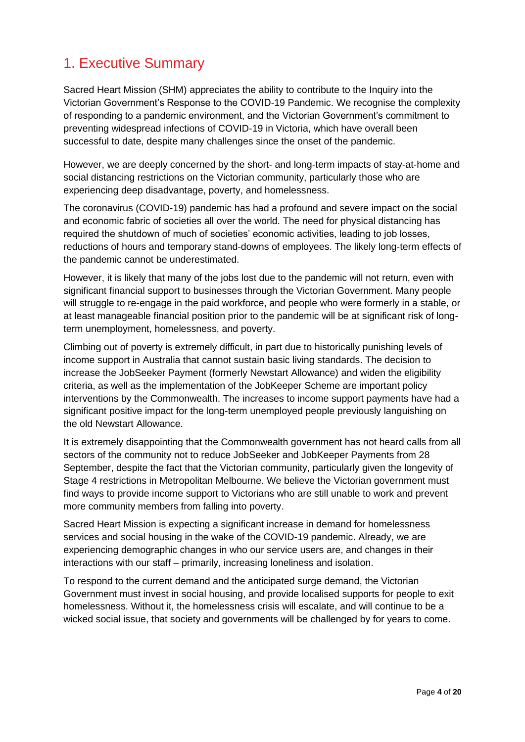# 1. Executive Summary

Sacred Heart Mission (SHM) appreciates the ability to contribute to the Inquiry into the Victorian Government's Response to the COVID-19 Pandemic. We recognise the complexity of responding to a pandemic environment, and the Victorian Government's commitment to preventing widespread infections of COVID-19 in Victoria, which have overall been successful to date, despite many challenges since the onset of the pandemic.

However, we are deeply concerned by the short- and long-term impacts of stay-at-home and social distancing restrictions on the Victorian community, particularly those who are experiencing deep disadvantage, poverty, and homelessness.

The coronavirus (COVID-19) pandemic has had a profound and severe impact on the social and economic fabric of societies all over the world. The need for physical distancing has required the shutdown of much of societies' economic activities, leading to job losses, reductions of hours and temporary stand-downs of employees. The likely long-term effects of the pandemic cannot be underestimated.

However, it is likely that many of the jobs lost due to the pandemic will not return, even with significant financial support to businesses through the Victorian Government. Many people will struggle to re-engage in the paid workforce, and people who were formerly in a stable, or at least manageable financial position prior to the pandemic will be at significant risk of long-term unemployment, homelessness, and poverty.

Climbing out of poverty is extremely difficult, in part due to historically punishing levels of income support in Australia that cannot sustain basic living standards. The decision to increase the JobSeeker Payment (formerly Newstart Allowance) and widen the eligibility criteria, as well as the implementation of the JobKeeper Scheme are important policy interventions by the Commonwealth. The increases to income support payments have had a significant positive impact for the long-term unemployed people previously languishing on the old Newstart Allowance.

It is extremely disappointing that the Commonwealth government has not heard calls from all sectors of the community not to reduce JobSeeker and JobKeeper Payments from 28 September, despite the fact that the Victorian community, particularly given the longevity of Stage 4 restrictions in Metropolitan Melbourne. We believe the Victorian government must find ways to provide income support to Victorians who are still unable to work and prevent more community members from falling into poverty.

Sacred Heart Mission is expecting a significant increase in demand for homelessness services and social housing in the wake of the COVID-19 pandemic. Already, we are experiencing demographic changes in who our service users are, and changes in their interactions with our staff – primarily, increasing loneliness and isolation.

To respond to the current demand and the anticipated surge demand, the Victorian Government must invest in social housing, and provide localised supports for people to exit homelessness. Without it, the homelessness crisis will escalate, and will continue to be a wicked social issue, that society and governments will be challenged by for years to come.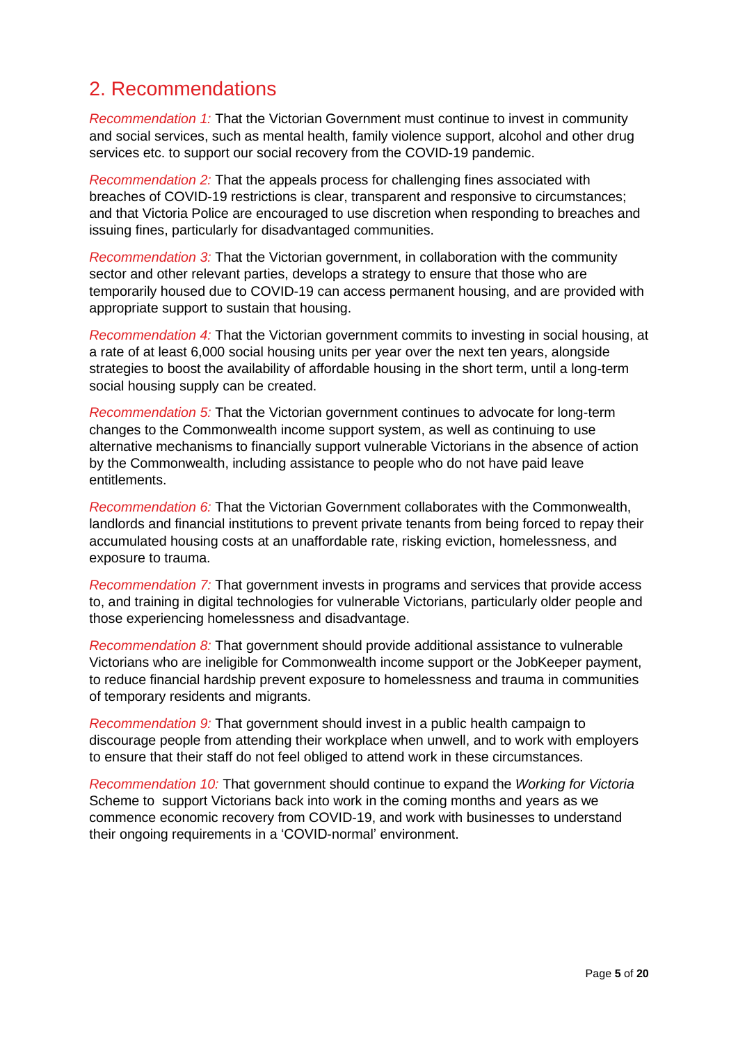## 2. Recommendations

*Recommendation 1:* That the Victorian Government must continue to invest in community and social services, such as mental health, family violence support, alcohol and other drug services etc. to support our social recovery from the COVID-19 pandemic.

*Recommendation 2:* That the appeals process for challenging fines associated with breaches of COVID-19 restrictions is clear, transparent and responsive to circumstances; and that Victoria Police are encouraged to use discretion when responding to breaches and issuing fines, particularly for disadvantaged communities.

*Recommendation 3:* That the Victorian government, in collaboration with the community sector and other relevant parties, develops a strategy to ensure that those who are temporarily housed due to COVID-19 can access permanent housing, and are provided with appropriate support to sustain that housing.

*Recommendation 4:* That the Victorian government commits to investing in social housing, at a rate of at least 6,000 social housing units per year over the next ten years, alongside strategies to boost the availability of affordable housing in the short term, until a long-term social housing supply can be created.

*Recommendation 5:* That the Victorian government continues to advocate for long-term changes to the Commonwealth income support system, as well as continuing to use alternative mechanisms to financially support vulnerable Victorians in the absence of action by the Commonwealth, including assistance to people who do not have paid leave entitlements.

*Recommendation 6:* That the Victorian Government collaborates with the Commonwealth, landlords and financial institutions to prevent private tenants from being forced to repay their accumulated housing costs at an unaffordable rate, risking eviction, homelessness, and exposure to trauma.

*Recommendation 7:* That government invests in programs and services that provide access to, and training in digital technologies for vulnerable Victorians, particularly older people and those experiencing homelessness and disadvantage.

*Recommendation 8:* That government should provide additional assistance to vulnerable Victorians who are ineligible for Commonwealth income support or the JobKeeper payment, to reduce financial hardship prevent exposure to homelessness and trauma in communities of temporary residents and migrants.

*Recommendation 9:* That government should invest in a public health campaign to discourage people from attending their workplace when unwell, and to work with employers to ensure that their staff do not feel obliged to attend work in these circumstances.

*Recommendation 10:* That government should continue to expand the *Working for Victoria* Scheme to support Victorians back into work in the coming months and years as we commence economic recovery from COVID-19, and work with businesses to understand their ongoing requirements in a 'COVID-normal' environment.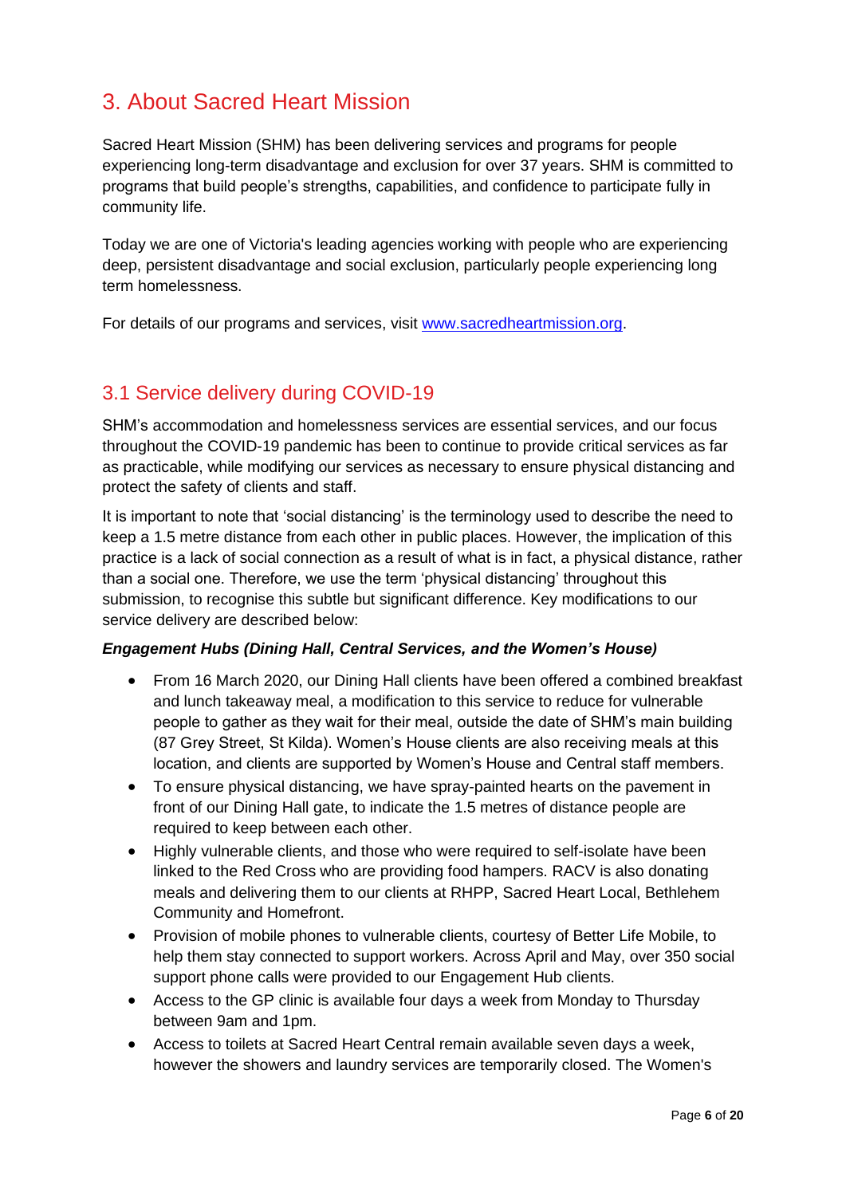# 3. About Sacred Heart Mission

Sacred Heart Mission (SHM) has been delivering services and programs for people experiencing long-term disadvantage and exclusion for over 37 years. SHM is committed to programs that build people's strengths, capabilities, and confidence to participate fully in community life.

Today we are one of Victoria's leading agencies working with people who are experiencing deep, persistent disadvantage and social exclusion, particularly people experiencing long term homelessness.

For details of our programs and services, visit [www.sacredheartmission.org](www.sacredheartmission.org).

## 3.1 Service delivery during COVID-19

SHM's accommodation and homelessness services are essential services, and our focus throughout the COVID-19 pandemic has been to continue to provide critical services as far as practicable, while modifying our services as necessary to ensure physical distancing and protect the safety of clients and staff.

It is important to note that 'social distancing' is the terminology used to describe the need to keep a 1.5 metre distance from each other in public places. However, the implication of this practice is a lack of social connection as a result of what is in fact, a physical distance, rather than a social one. Therefore, we use the term 'physical distancing' throughout this submission, to recognise this subtle but significant difference. Key modifications to our service delivery are described below:

***Engagement Hubs (Dining Hall, Central Services, and the Women's House)***

- From 16 March 2020, our Dining Hall clients have been offered a combined breakfast and lunch takeaway meal, a modification to this service to reduce for vulnerable people to gather as they wait for their meal, outside the date of SHM's main building (87 Grey Street, St Kilda). Women's House clients are also receiving meals at this location, and clients are supported by Women's House and Central staff members.
- To ensure physical distancing, we have spray-painted hearts on the pavement in front of our Dining Hall gate, to indicate the 1.5 metres of distance people are required to keep between each other.
- Highly vulnerable clients, and those who were required to self-isolate have been linked to the Red Cross who are providing food hampers. RACV is also donating meals and delivering them to our clients at RHPP, Sacred Heart Local, Bethlehem Community and Homefront.
- Provision of mobile phones to vulnerable clients, courtesy of Better Life Mobile, to help them stay connected to support workers. Across April and May, over 350 social support phone calls were provided to our Engagement Hub clients.
- Access to the GP clinic is available four days a week from Monday to Thursday between 9am and 1pm.
- Access to toilets at Sacred Heart Central remain available seven days a week, however the showers and laundry services are temporarily closed. The Women's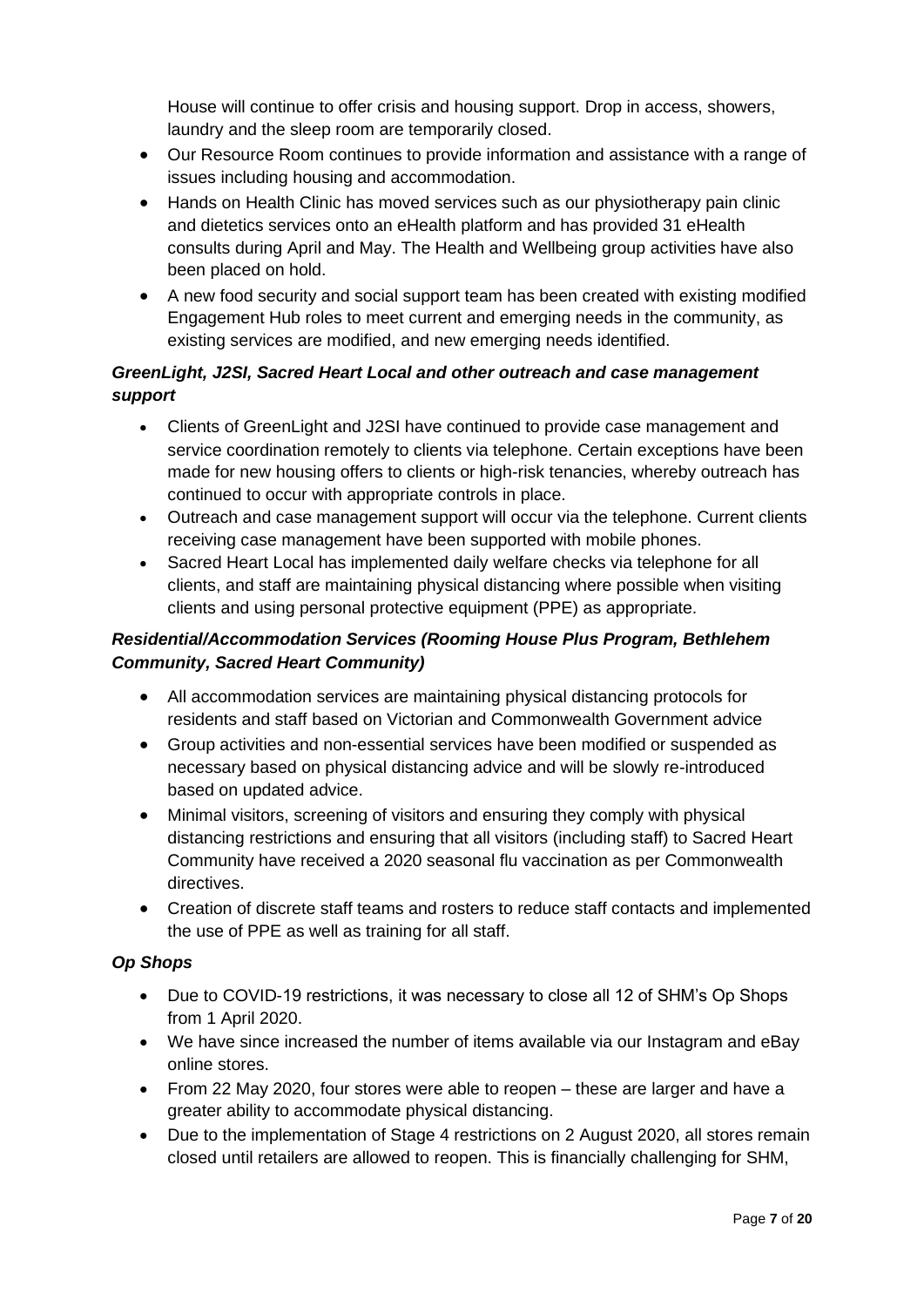House will continue to offer crisis and housing support. Drop in access, showers, laundry and the sleep room are temporarily closed.

- Our Resource Room continues to provide information and assistance with a range of issues including housing and accommodation.
- Hands on Health Clinic has moved services such as our physiotherapy pain clinic and dietetics services onto an eHealth platform and has provided 31 eHealth consults during April and May. The Health and Wellbeing group activities have also been placed on hold.
- A new food security and social support team has been created with existing modified Engagement Hub roles to meet current and emerging needs in the community, as existing services are modified, and new emerging needs identified.

***GreenLight, J2SI, Sacred Heart Local and other outreach and case management support***

- Clients of GreenLight and J2SI have continued to provide case management and service coordination remotely to clients via telephone. Certain exceptions have been made for new housing offers to clients or high-risk tenancies, whereby outreach has continued to occur with appropriate controls in place.
- Outreach and case management support will occur via the telephone. Current clients receiving case management have been supported with mobile phones.
- Sacred Heart Local has implemented daily welfare checks via telephone for all clients, and staff are maintaining physical distancing where possible when visiting clients and using personal protective equipment (PPE) as appropriate.

***Residential/Accommodation Services (Rooming House Plus Program, Bethlehem Community, Sacred Heart Community)***

- All accommodation services are maintaining physical distancing protocols for residents and staff based on Victorian and Commonwealth Government advice
- Group activities and non-essential services have been modified or suspended as necessary based on physical distancing advice and will be slowly re-introduced based on updated advice.
- Minimal visitors, screening of visitors and ensuring they comply with physical distancing restrictions and ensuring that all visitors (including staff) to Sacred Heart Community have received a 2020 seasonal flu vaccination as per Commonwealth directives.
- Creation of discrete staff teams and rosters to reduce staff contacts and implemented the use of PPE as well as training for all staff.

***Op Shops***

- Due to COVID-19 restrictions, it was necessary to close all 12 of SHM's Op Shops from 1 April 2020.
- We have since increased the number of items available via our Instagram and eBay online stores.
- From 22 May 2020, four stores were able to reopen – these are larger and have a greater ability to accommodate physical distancing.
- Due to the implementation of Stage 4 restrictions on 2 August 2020, all stores remain closed until retailers are allowed to reopen. This is financially challenging for SHM,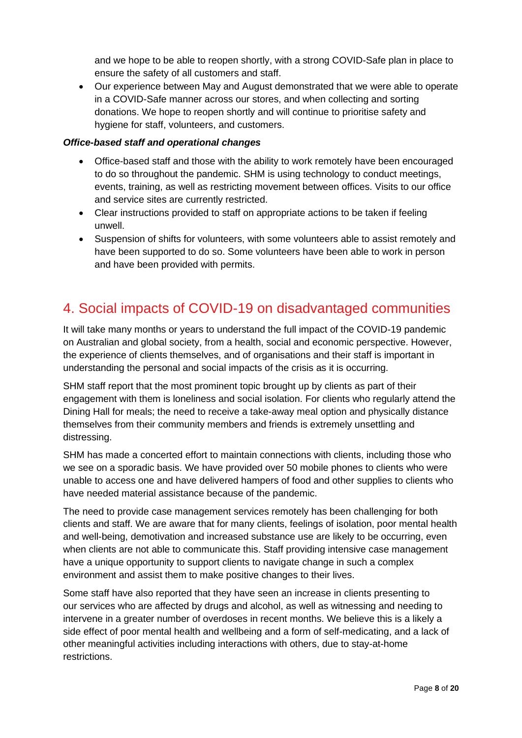and we hope to be able to reopen shortly, with a strong COVID-Safe plan in place to ensure the safety of all customers and staff.

- Our experience between May and August demonstrated that we were able to operate in a COVID-Safe manner across our stores, and when collecting and sorting donations. We hope to reopen shortly and will continue to prioritise safety and hygiene for staff, volunteers, and customers.

***Office-based staff and operational changes***

- Office-based staff and those with the ability to work remotely have been encouraged to do so throughout the pandemic. SHM is using technology to conduct meetings, events, training, as well as restricting movement between offices. Visits to our office and service sites are currently restricted.
- Clear instructions provided to staff on appropriate actions to be taken if feeling unwell.
- Suspension of shifts for volunteers, with some volunteers able to assist remotely and have been supported to do so. Some volunteers have been able to work in person and have been provided with permits.

## 4. Social impacts of COVID-19 on disadvantaged communities

It will take many months or years to understand the full impact of the COVID-19 pandemic on Australian and global society, from a health, social and economic perspective. However, the experience of clients themselves, and of organisations and their staff is important in understanding the personal and social impacts of the crisis as it is occurring.

SHM staff report that the most prominent topic brought up by clients as part of their engagement with them is loneliness and social isolation. For clients who regularly attend the Dining Hall for meals; the need to receive a take-away meal option and physically distance themselves from their community members and friends is extremely unsettling and distressing.

SHM has made a concerted effort to maintain connections with clients, including those who we see on a sporadic basis. We have provided over 50 mobile phones to clients who were unable to access one and have delivered hampers of food and other supplies to clients who have needed material assistance because of the pandemic.

The need to provide case management services remotely has been challenging for both clients and staff. We are aware that for many clients, feelings of isolation, poor mental health and well-being, demotivation and increased substance use are likely to be occurring, even when clients are not able to communicate this. Staff providing intensive case management have a unique opportunity to support clients to navigate change in such a complex environment and assist them to make positive changes to their lives.

Some staff have also reported that they have seen an increase in clients presenting to our services who are affected by drugs and alcohol, as well as witnessing and needing to intervene in a greater number of overdoses in recent months. We believe this is a likely a side effect of poor mental health and wellbeing and a form of self-medicating, and a lack of other meaningful activities including interactions with others, due to stay-at-home restrictions.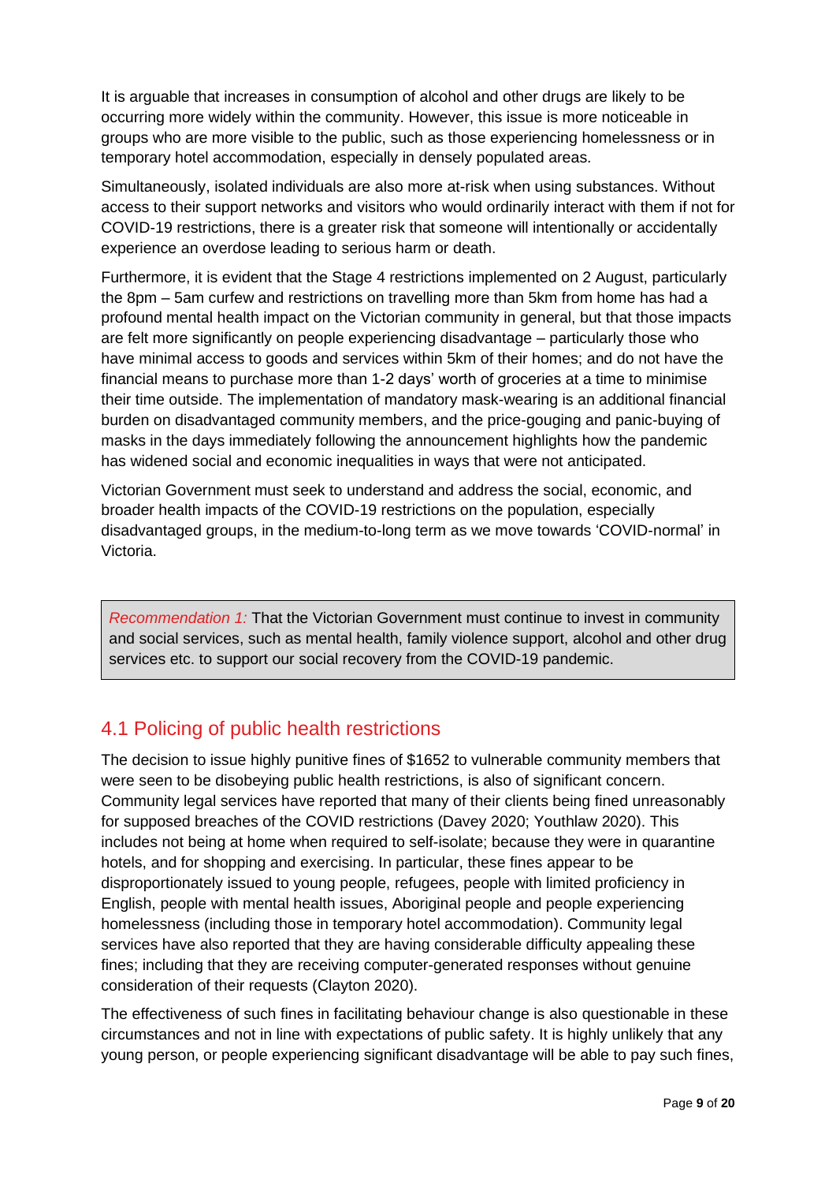It is arguable that increases in consumption of alcohol and other drugs are likely to be occurring more widely within the community. However, this issue is more noticeable in groups who are more visible to the public, such as those experiencing homelessness or in temporary hotel accommodation, especially in densely populated areas.

Simultaneously, isolated individuals are also more at-risk when using substances. Without access to their support networks and visitors who would ordinarily interact with them if not for COVID-19 restrictions, there is a greater risk that someone will intentionally or accidentally experience an overdose leading to serious harm or death.

Furthermore, it is evident that the Stage 4 restrictions implemented on 2 August, particularly the 8pm – 5am curfew and restrictions on travelling more than 5km from home has had a profound mental health impact on the Victorian community in general, but that those impacts are felt more significantly on people experiencing disadvantage – particularly those who have minimal access to goods and services within 5km of their homes; and do not have the financial means to purchase more than 1-2 days' worth of groceries at a time to minimise their time outside. The implementation of mandatory mask-wearing is an additional financial burden on disadvantaged community members, and the price-gouging and panic-buying of masks in the days immediately following the announcement highlights how the pandemic has widened social and economic inequalities in ways that were not anticipated.

Victorian Government must seek to understand and address the social, economic, and broader health impacts of the COVID-19 restrictions on the population, especially disadvantaged groups, in the medium-to-long term as we move towards 'COVID-normal' in Victoria.

> *Recommendation 1:* That the Victorian Government must continue to invest in community and social services, such as mental health, family violence support, alcohol and other drug services etc. to support our social recovery from the COVID-19 pandemic.

## 4.1 Policing of public health restrictions

The decision to issue highly punitive fines of $1652 to vulnerable community members that were seen to be disobeying public health restrictions, is also of significant concern. Community legal services have reported that many of their clients being fined unreasonably for supposed breaches of the COVID restrictions (Davey 2020; Youthlaw 2020). This includes not being at home when required to self-isolate; because they were in quarantine hotels, and for shopping and exercising. In particular, these fines appear to be disproportionately issued to young people, refugees, people with limited proficiency in English, people with mental health issues, Aboriginal people and people experiencing homelessness (including those in temporary hotel accommodation). Community legal services have also reported that they are having considerable difficulty appealing these fines; including that they are receiving computer-generated responses without genuine consideration of their requests (Clayton 2020).

The effectiveness of such fines in facilitating behaviour change is also questionable in these circumstances and not in line with expectations of public safety. It is highly unlikely that any young person, or people experiencing significant disadvantage will be able to pay such fines,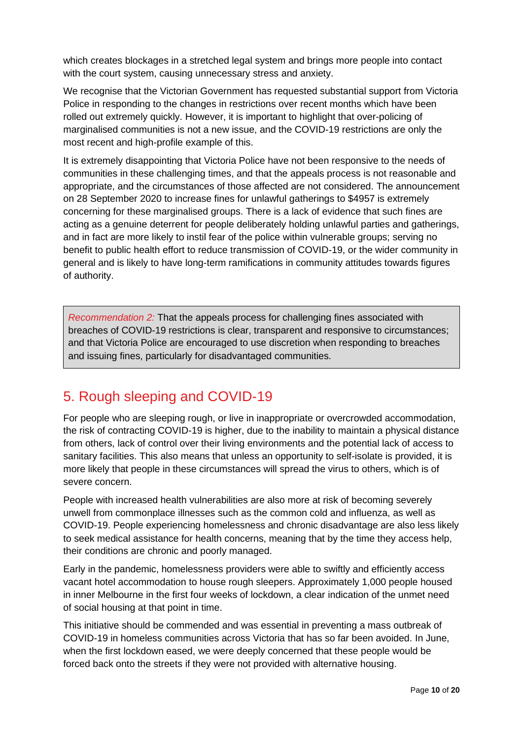which creates blockages in a stretched legal system and brings more people into contact with the court system, causing unnecessary stress and anxiety.

We recognise that the Victorian Government has requested substantial support from Victoria Police in responding to the changes in restrictions over recent months which have been rolled out extremely quickly. However, it is important to highlight that over-policing of marginalised communities is not a new issue, and the COVID-19 restrictions are only the most recent and high-profile example of this.

It is extremely disappointing that Victoria Police have not been responsive to the needs of communities in these challenging times, and that the appeals process is not reasonable and appropriate, and the circumstances of those affected are not considered. The announcement on 28 September 2020 to increase fines for unlawful gatherings to $4957 is extremely concerning for these marginalised groups. There is a lack of evidence that such fines are acting as a genuine deterrent for people deliberately holding unlawful parties and gatherings, and in fact are more likely to instil fear of the police within vulnerable groups; serving no benefit to public health effort to reduce transmission of COVID-19, or the wider community in general and is likely to have long-term ramifications in community attitudes towards figures of authority.

> *Recommendation 2:* That the appeals process for challenging fines associated with breaches of COVID-19 restrictions is clear, transparent and responsive to circumstances; and that Victoria Police are encouraged to use discretion when responding to breaches and issuing fines, particularly for disadvantaged communities.

## 5. Rough sleeping and COVID-19

For people who are sleeping rough, or live in inappropriate or overcrowded accommodation, the risk of contracting COVID-19 is higher, due to the inability to maintain a physical distance from others, lack of control over their living environments and the potential lack of access to sanitary facilities. This also means that unless an opportunity to self-isolate is provided, it is more likely that people in these circumstances will spread the virus to others, which is of severe concern.

People with increased health vulnerabilities are also more at risk of becoming severely unwell from commonplace illnesses such as the common cold and influenza, as well as COVID-19. People experiencing homelessness and chronic disadvantage are also less likely to seek medical assistance for health concerns, meaning that by the time they access help, their conditions are chronic and poorly managed.

Early in the pandemic, homelessness providers were able to swiftly and efficiently access vacant hotel accommodation to house rough sleepers. Approximately 1,000 people housed in inner Melbourne in the first four weeks of lockdown, a clear indication of the unmet need of social housing at that point in time.

This initiative should be commended and was essential in preventing a mass outbreak of COVID-19 in homeless communities across Victoria that has so far been avoided. In June, when the first lockdown eased, we were deeply concerned that these people would be forced back onto the streets if they were not provided with alternative housing.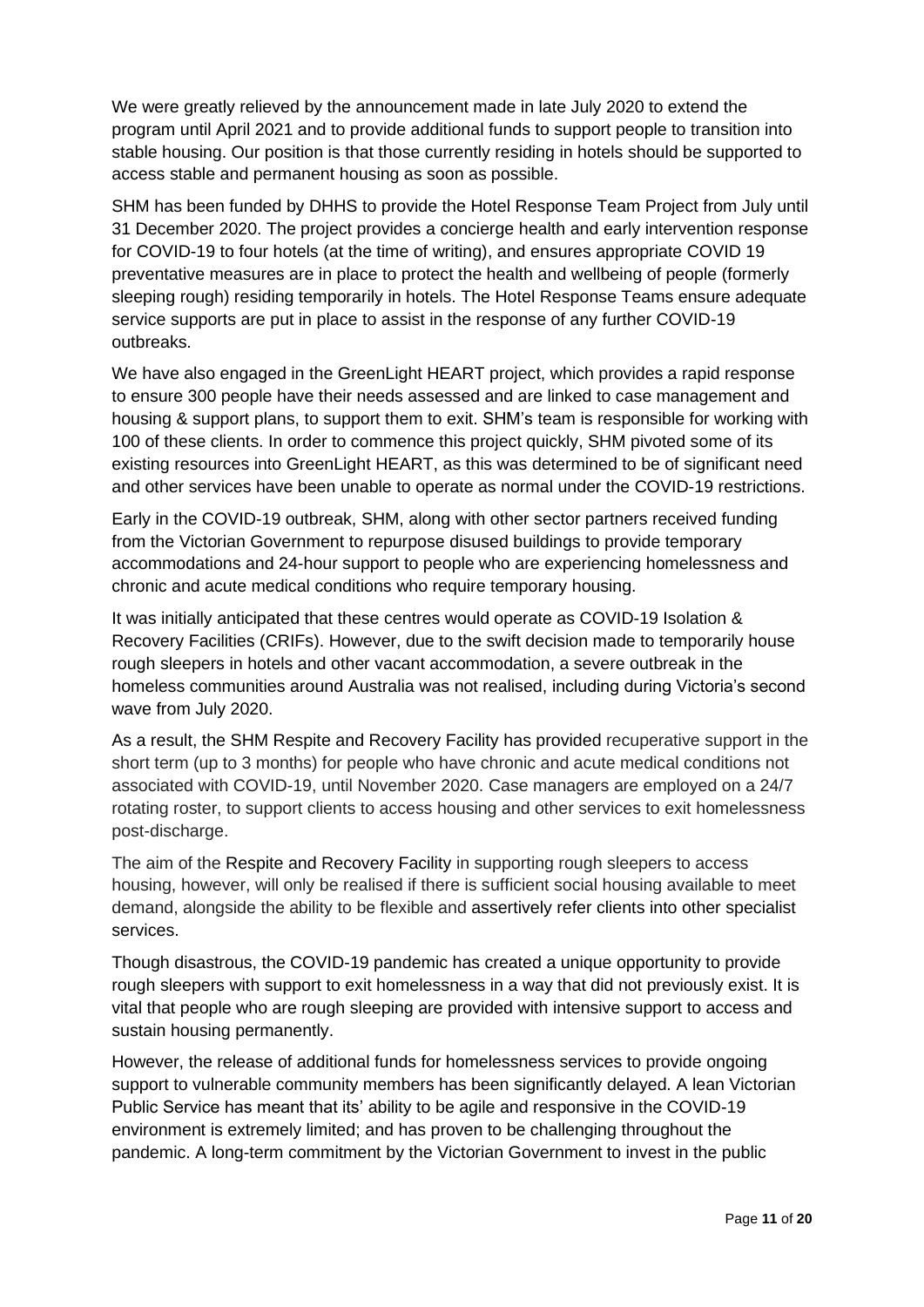We were greatly relieved by the announcement made in late July 2020 to extend the program until April 2021 and to provide additional funds to support people to transition into stable housing. Our position is that those currently residing in hotels should be supported to access stable and permanent housing as soon as possible.

SHM has been funded by DHHS to provide the Hotel Response Team Project from July until 31 December 2020. The project provides a concierge health and early intervention response for COVID-19 to four hotels (at the time of writing), and ensures appropriate COVID 19 preventative measures are in place to protect the health and wellbeing of people (formerly sleeping rough) residing temporarily in hotels. The Hotel Response Teams ensure adequate service supports are put in place to assist in the response of any further COVID-19 outbreaks.

We have also engaged in the GreenLight HEART project, which provides a rapid response to ensure 300 people have their needs assessed and are linked to case management and housing & support plans, to support them to exit. SHM's team is responsible for working with 100 of these clients. In order to commence this project quickly, SHM pivoted some of its existing resources into GreenLight HEART, as this was determined to be of significant need and other services have been unable to operate as normal under the COVID-19 restrictions.

Early in the COVID-19 outbreak, SHM, along with other sector partners received funding from the Victorian Government to repurpose disused buildings to provide temporary accommodations and 24-hour support to people who are experiencing homelessness and chronic and acute medical conditions who require temporary housing.

It was initially anticipated that these centres would operate as COVID-19 Isolation & Recovery Facilities (CRIFs). However, due to the swift decision made to temporarily house rough sleepers in hotels and other vacant accommodation, a severe outbreak in the homeless communities around Australia was not realised, including during Victoria's second wave from July 2020.

As a result, the SHM Respite and Recovery Facility has provided recuperative support in the short term (up to 3 months) for people who have chronic and acute medical conditions not associated with COVID-19, until November 2020. Case managers are employed on a 24/7 rotating roster, to support clients to access housing and other services to exit homelessness post-discharge.

The aim of the Respite and Recovery Facility in supporting rough sleepers to access housing, however, will only be realised if there is sufficient social housing available to meet demand, alongside the ability to be flexible and assertively refer clients into other specialist services.

Though disastrous, the COVID-19 pandemic has created a unique opportunity to provide rough sleepers with support to exit homelessness in a way that did not previously exist. It is vital that people who are rough sleeping are provided with intensive support to access and sustain housing permanently.

However, the release of additional funds for homelessness services to provide ongoing support to vulnerable community members has been significantly delayed. A lean Victorian Public Service has meant that its' ability to be agile and responsive in the COVID-19 environment is extremely limited; and has proven to be challenging throughout the pandemic. A long-term commitment by the Victorian Government to invest in the public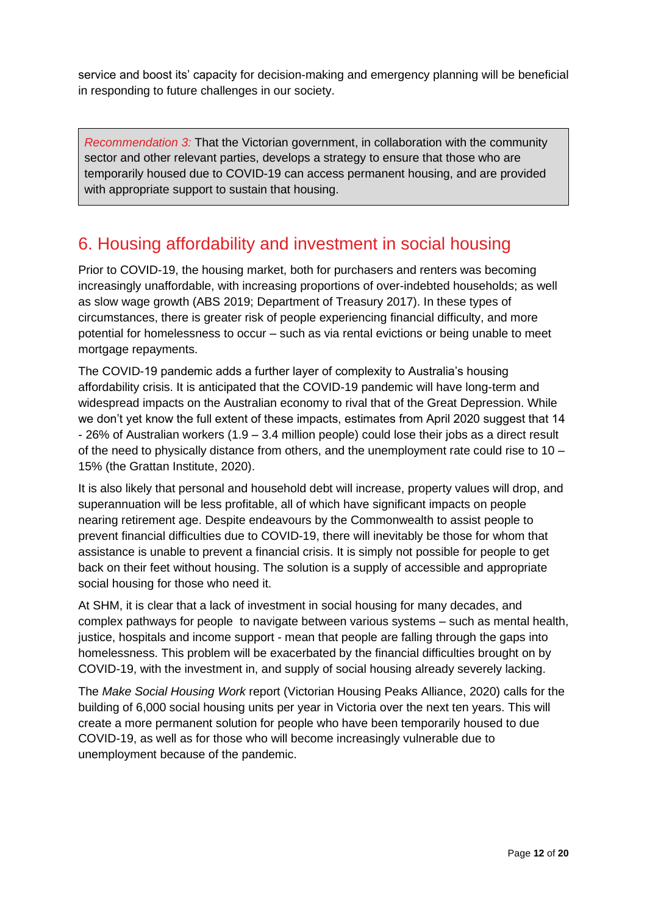service and boost its' capacity for decision-making and emergency planning will be beneficial in responding to future challenges in our society.

> *Recommendation 3:* That the Victorian government, in collaboration with the community sector and other relevant parties, develops a strategy to ensure that those who are temporarily housed due to COVID-19 can access permanent housing, and are provided with appropriate support to sustain that housing.

## 6. Housing affordability and investment in social housing

Prior to COVID-19, the housing market, both for purchasers and renters was becoming increasingly unaffordable, with increasing proportions of over-indebted households; as well as slow wage growth (ABS 2019; Department of Treasury 2017). In these types of circumstances, there is greater risk of people experiencing financial difficulty, and more potential for homelessness to occur – such as via rental evictions or being unable to meet mortgage repayments.

The COVID-19 pandemic adds a further layer of complexity to Australia's housing affordability crisis. It is anticipated that the COVID-19 pandemic will have long-term and widespread impacts on the Australian economy to rival that of the Great Depression. While we don't yet know the full extent of these impacts, estimates from April 2020 suggest that 14 - 26% of Australian workers (1.9 – 3.4 million people) could lose their jobs as a direct result of the need to physically distance from others, and the unemployment rate could rise to 10 – 15% (the Grattan Institute, 2020).

It is also likely that personal and household debt will increase, property values will drop, and superannuation will be less profitable, all of which have significant impacts on people nearing retirement age. Despite endeavours by the Commonwealth to assist people to prevent financial difficulties due to COVID-19, there will inevitably be those for whom that assistance is unable to prevent a financial crisis. It is simply not possible for people to get back on their feet without housing. The solution is a supply of accessible and appropriate social housing for those who need it.

At SHM, it is clear that a lack of investment in social housing for many decades, and complex pathways for people to navigate between various systems – such as mental health, justice, hospitals and income support - mean that people are falling through the gaps into homelessness. This problem will be exacerbated by the financial difficulties brought on by COVID-19, with the investment in, and supply of social housing already severely lacking.

The *Make Social Housing Work* report (Victorian Housing Peaks Alliance, 2020) calls for the building of 6,000 social housing units per year in Victoria over the next ten years. This will create a more permanent solution for people who have been temporarily housed to due COVID-19, as well as for those who will become increasingly vulnerable due to unemployment because of the pandemic.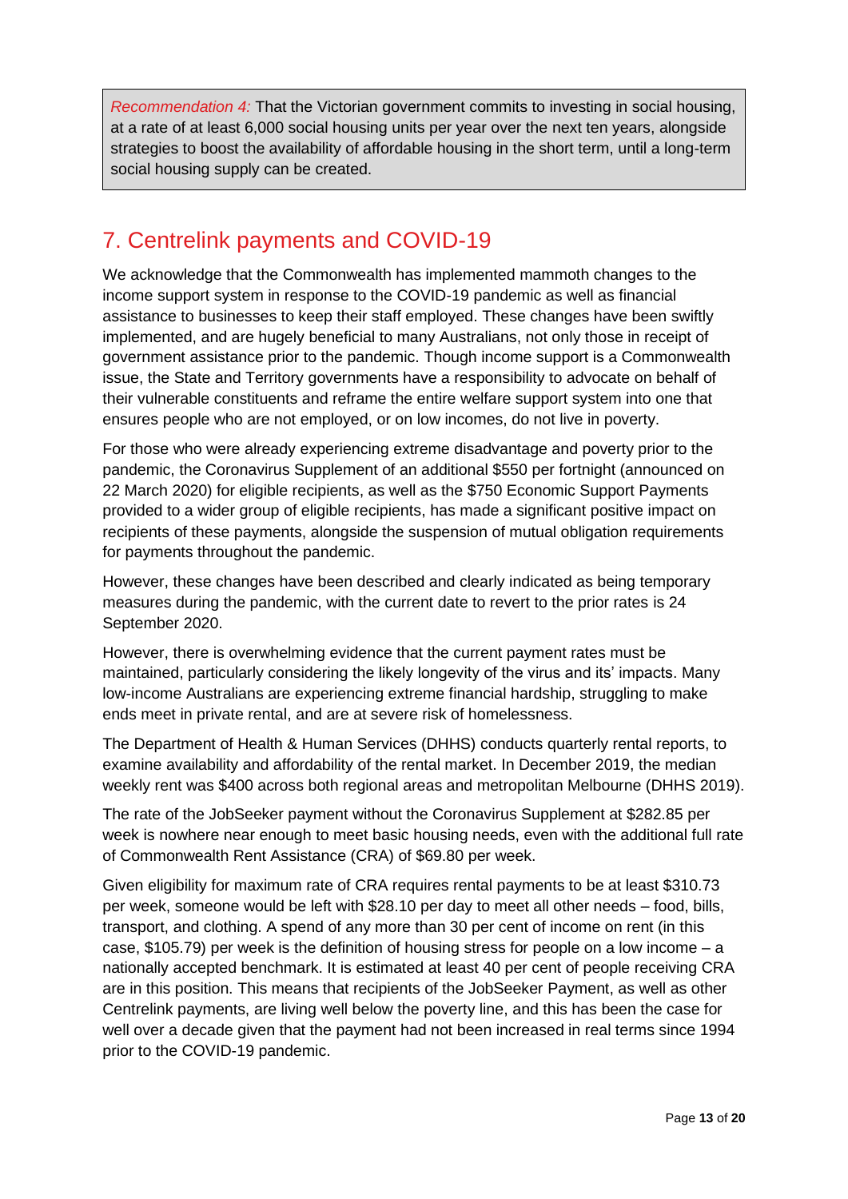> *Recommendation 4:* That the Victorian government commits to investing in social housing, at a rate of at least 6,000 social housing units per year over the next ten years, alongside strategies to boost the availability of affordable housing in the short term, until a long-term social housing supply can be created.

## 7. Centrelink payments and COVID-19

We acknowledge that the Commonwealth has implemented mammoth changes to the income support system in response to the COVID-19 pandemic as well as financial assistance to businesses to keep their staff employed. These changes have been swiftly implemented, and are hugely beneficial to many Australians, not only those in receipt of government assistance prior to the pandemic. Though income support is a Commonwealth issue, the State and Territory governments have a responsibility to advocate on behalf of their vulnerable constituents and reframe the entire welfare support system into one that ensures people who are not employed, or on low incomes, do not live in poverty.

For those who were already experiencing extreme disadvantage and poverty prior to the pandemic, the Coronavirus Supplement of an additional $550 per fortnight (announced on 22 March 2020) for eligible recipients, as well as the $750 Economic Support Payments provided to a wider group of eligible recipients, has made a significant positive impact on recipients of these payments, alongside the suspension of mutual obligation requirements for payments throughout the pandemic.

However, these changes have been described and clearly indicated as being temporary measures during the pandemic, with the current date to revert to the prior rates is 24 September 2020.

However, there is overwhelming evidence that the current payment rates must be maintained, particularly considering the likely longevity of the virus and its' impacts. Many low-income Australians are experiencing extreme financial hardship, struggling to make ends meet in private rental, and are at severe risk of homelessness.

The Department of Health & Human Services (DHHS) conducts quarterly rental reports, to examine availability and affordability of the rental market. In December 2019, the median weekly rent was $400 across both regional areas and metropolitan Melbourne (DHHS 2019).

The rate of the JobSeeker payment without the Coronavirus Supplement at $282.85 per week is nowhere near enough to meet basic housing needs, even with the additional full rate of Commonwealth Rent Assistance (CRA) of $69.80 per week.

Given eligibility for maximum rate of CRA requires rental payments to be at least $310.73 per week, someone would be left with $28.10 per day to meet all other needs – food, bills, transport, and clothing. A spend of any more than 30 per cent of income on rent (in this case, $105.79) per week is the definition of housing stress for people on a low income – a nationally accepted benchmark. It is estimated at least 40 per cent of people receiving CRA are in this position. This means that recipients of the JobSeeker Payment, as well as other Centrelink payments, are living well below the poverty line, and this has been the case for well over a decade given that the payment had not been increased in real terms since 1994 prior to the COVID-19 pandemic.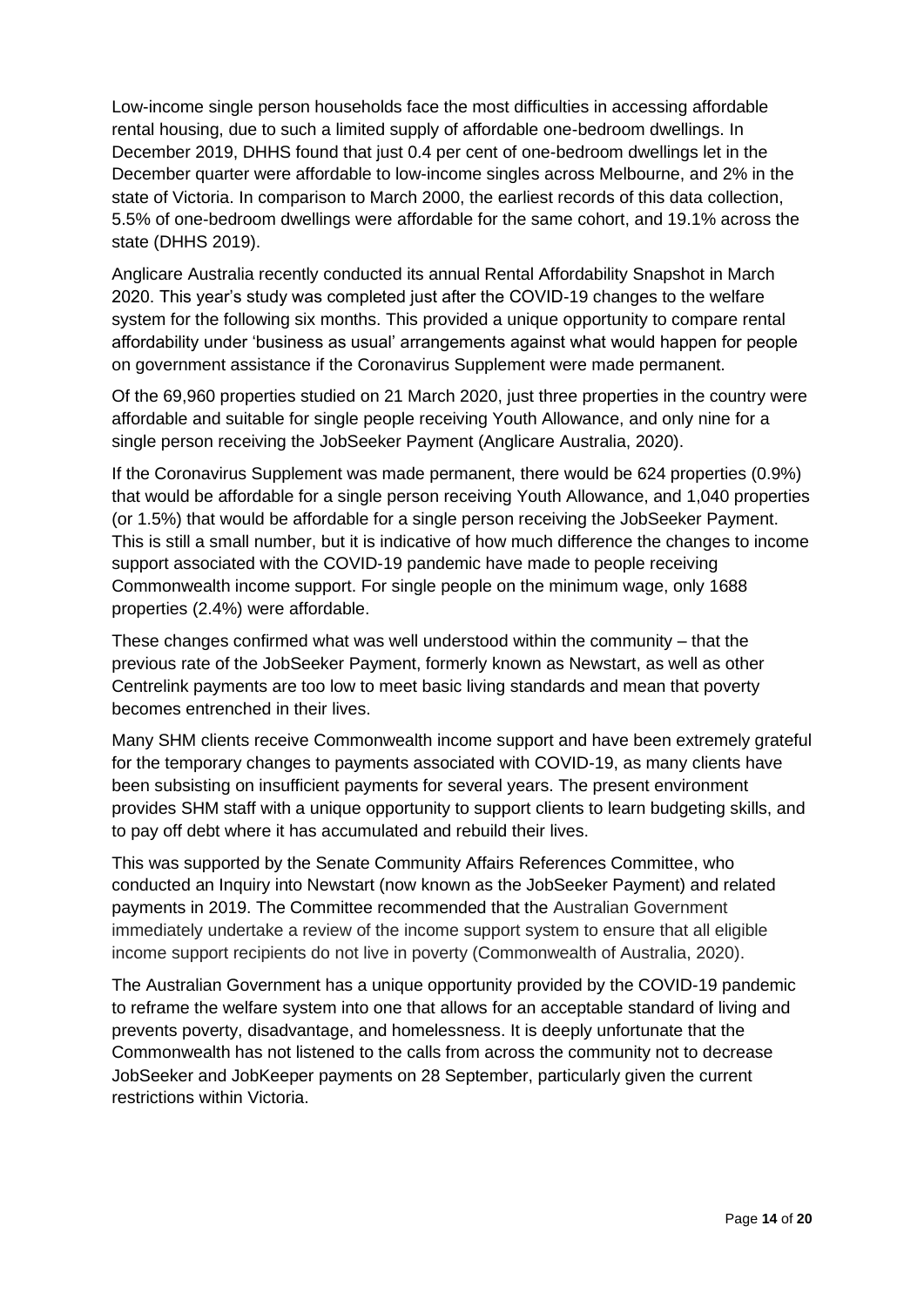Low-income single person households face the most difficulties in accessing affordable rental housing, due to such a limited supply of affordable one-bedroom dwellings. In December 2019, DHHS found that just 0.4 per cent of one-bedroom dwellings let in the December quarter were affordable to low-income singles across Melbourne, and 2% in the state of Victoria. In comparison to March 2000, the earliest records of this data collection, 5.5% of one-bedroom dwellings were affordable for the same cohort, and 19.1% across the state (DHHS 2019).

Anglicare Australia recently conducted its annual Rental Affordability Snapshot in March 2020. This year's study was completed just after the COVID-19 changes to the welfare system for the following six months. This provided a unique opportunity to compare rental affordability under 'business as usual' arrangements against what would happen for people on government assistance if the Coronavirus Supplement were made permanent.

Of the 69,960 properties studied on 21 March 2020, just three properties in the country were affordable and suitable for single people receiving Youth Allowance, and only nine for a single person receiving the JobSeeker Payment (Anglicare Australia, 2020).

If the Coronavirus Supplement was made permanent, there would be 624 properties (0.9%) that would be affordable for a single person receiving Youth Allowance, and 1,040 properties (or 1.5%) that would be affordable for a single person receiving the JobSeeker Payment. This is still a small number, but it is indicative of how much difference the changes to income support associated with the COVID-19 pandemic have made to people receiving Commonwealth income support. For single people on the minimum wage, only 1688 properties (2.4%) were affordable.

These changes confirmed what was well understood within the community – that the previous rate of the JobSeeker Payment, formerly known as Newstart, as well as other Centrelink payments are too low to meet basic living standards and mean that poverty becomes entrenched in their lives.

Many SHM clients receive Commonwealth income support and have been extremely grateful for the temporary changes to payments associated with COVID-19, as many clients have been subsisting on insufficient payments for several years. The present environment provides SHM staff with a unique opportunity to support clients to learn budgeting skills, and to pay off debt where it has accumulated and rebuild their lives.

This was supported by the Senate Community Affairs References Committee, who conducted an Inquiry into Newstart (now known as the JobSeeker Payment) and related payments in 2019. The Committee recommended that the Australian Government immediately undertake a review of the income support system to ensure that all eligible income support recipients do not live in poverty (Commonwealth of Australia, 2020).

The Australian Government has a unique opportunity provided by the COVID-19 pandemic to reframe the welfare system into one that allows for an acceptable standard of living and prevents poverty, disadvantage, and homelessness. It is deeply unfortunate that the Commonwealth has not listened to the calls from across the community not to decrease JobSeeker and JobKeeper payments on 28 September, particularly given the current restrictions within Victoria.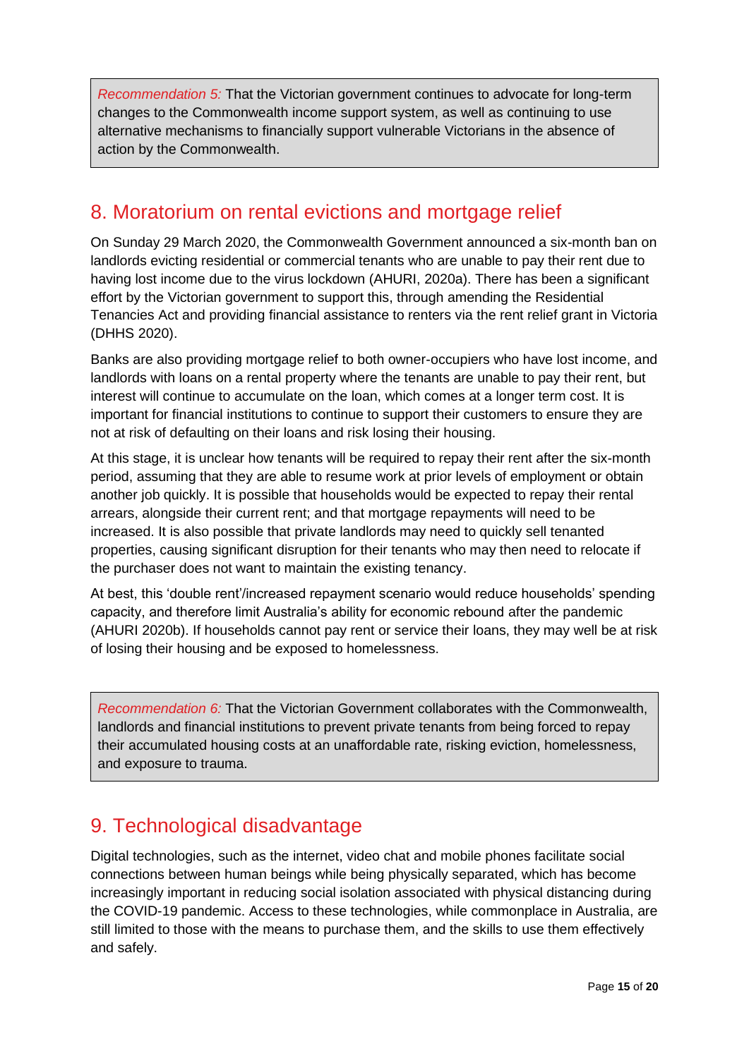> *Recommendation 5:* That the Victorian government continues to advocate for long-term changes to the Commonwealth income support system, as well as continuing to use alternative mechanisms to financially support vulnerable Victorians in the absence of action by the Commonwealth.

## 8. Moratorium on rental evictions and mortgage relief

On Sunday 29 March 2020, the Commonwealth Government announced a six-month ban on landlords evicting residential or commercial tenants who are unable to pay their rent due to having lost income due to the virus lockdown (AHURI, 2020a). There has been a significant effort by the Victorian government to support this, through amending the Residential Tenancies Act and providing financial assistance to renters via the rent relief grant in Victoria (DHHS 2020).

Banks are also providing mortgage relief to both owner-occupiers who have lost income, and landlords with loans on a rental property where the tenants are unable to pay their rent, but interest will continue to accumulate on the loan, which comes at a longer term cost. It is important for financial institutions to continue to support their customers to ensure they are not at risk of defaulting on their loans and risk losing their housing.

At this stage, it is unclear how tenants will be required to repay their rent after the six-month period, assuming that they are able to resume work at prior levels of employment or obtain another job quickly. It is possible that households would be expected to repay their rental arrears, alongside their current rent; and that mortgage repayments will need to be increased. It is also possible that private landlords may need to quickly sell tenanted properties, causing significant disruption for their tenants who may then need to relocate if the purchaser does not want to maintain the existing tenancy.

At best, this 'double rent'/increased repayment scenario would reduce households' spending capacity, and therefore limit Australia's ability for economic rebound after the pandemic (AHURI 2020b). If households cannot pay rent or service their loans, they may well be at risk of losing their housing and be exposed to homelessness.

> *Recommendation 6:* That the Victorian Government collaborates with the Commonwealth, landlords and financial institutions to prevent private tenants from being forced to repay their accumulated housing costs at an unaffordable rate, risking eviction, homelessness, and exposure to trauma.

## 9. Technological disadvantage

Digital technologies, such as the internet, video chat and mobile phones facilitate social connections between human beings while being physically separated, which has become increasingly important in reducing social isolation associated with physical distancing during the COVID-19 pandemic. Access to these technologies, while commonplace in Australia, are still limited to those with the means to purchase them, and the skills to use them effectively and safely.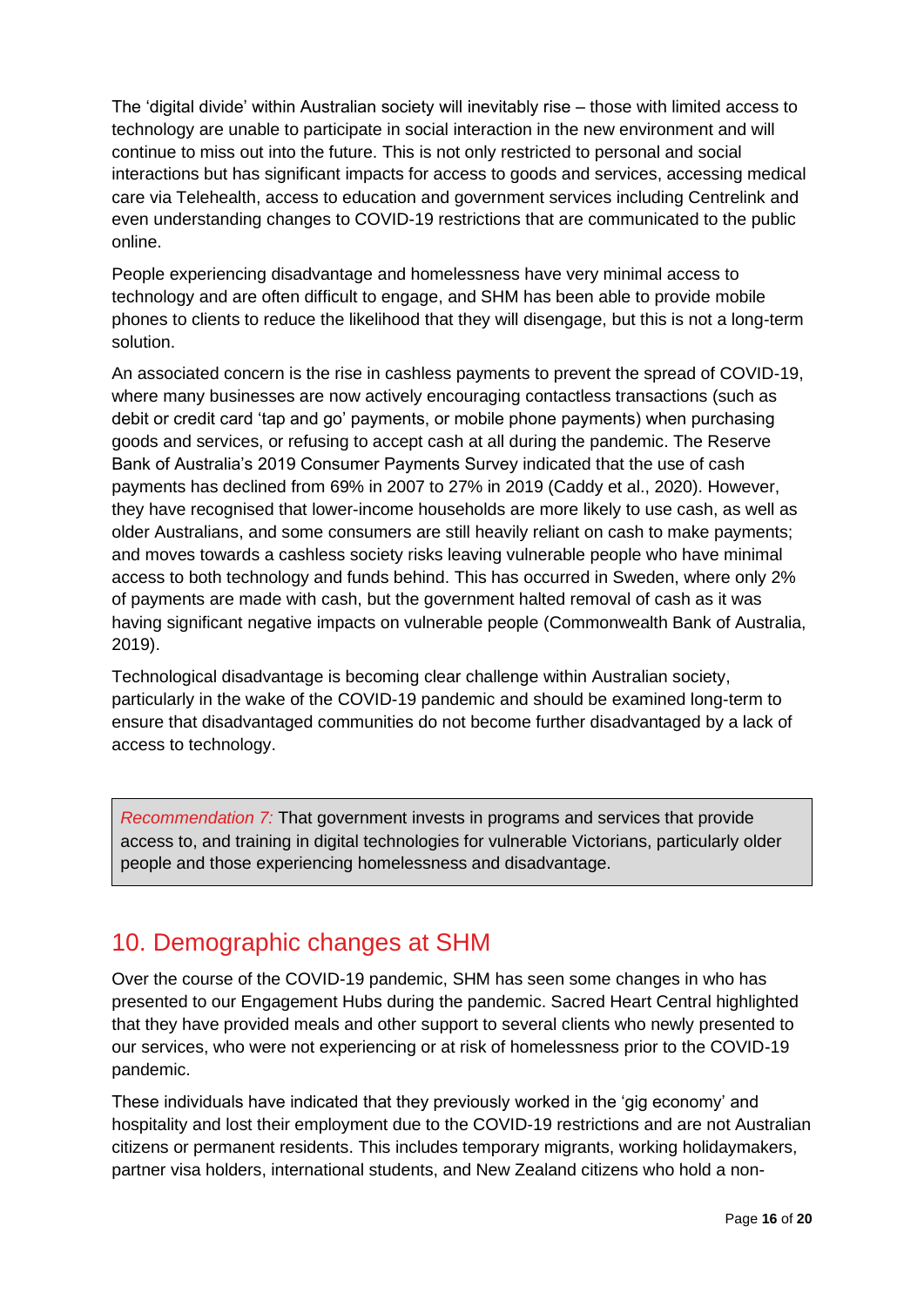The 'digital divide' within Australian society will inevitably rise – those with limited access to technology are unable to participate in social interaction in the new environment and will continue to miss out into the future. This is not only restricted to personal and social interactions but has significant impacts for access to goods and services, accessing medical care via Telehealth, access to education and government services including Centrelink and even understanding changes to COVID-19 restrictions that are communicated to the public online.

People experiencing disadvantage and homelessness have very minimal access to technology and are often difficult to engage, and SHM has been able to provide mobile phones to clients to reduce the likelihood that they will disengage, but this is not a long-term solution.

An associated concern is the rise in cashless payments to prevent the spread of COVID-19, where many businesses are now actively encouraging contactless transactions (such as debit or credit card 'tap and go' payments, or mobile phone payments) when purchasing goods and services, or refusing to accept cash at all during the pandemic. The Reserve Bank of Australia's 2019 Consumer Payments Survey indicated that the use of cash payments has declined from 69% in 2007 to 27% in 2019 (Caddy et al., 2020). However, they have recognised that lower-income households are more likely to use cash, as well as older Australians, and some consumers are still heavily reliant on cash to make payments; and moves towards a cashless society risks leaving vulnerable people who have minimal access to both technology and funds behind. This has occurred in Sweden, where only 2% of payments are made with cash, but the government halted removal of cash as it was having significant negative impacts on vulnerable people (Commonwealth Bank of Australia, 2019).

Technological disadvantage is becoming clear challenge within Australian society, particularly in the wake of the COVID-19 pandemic and should be examined long-term to ensure that disadvantaged communities do not become further disadvantaged by a lack of access to technology.

> *Recommendation 7:* That government invests in programs and services that provide access to, and training in digital technologies for vulnerable Victorians, particularly older people and those experiencing homelessness and disadvantage.

## 10. Demographic changes at SHM

Over the course of the COVID-19 pandemic, SHM has seen some changes in who has presented to our Engagement Hubs during the pandemic. Sacred Heart Central highlighted that they have provided meals and other support to several clients who newly presented to our services, who were not experiencing or at risk of homelessness prior to the COVID-19 pandemic.

These individuals have indicated that they previously worked in the 'gig economy' and hospitality and lost their employment due to the COVID-19 restrictions and are not Australian citizens or permanent residents. This includes temporary migrants, working holidaymakers, partner visa holders, international students, and New Zealand citizens who hold a non-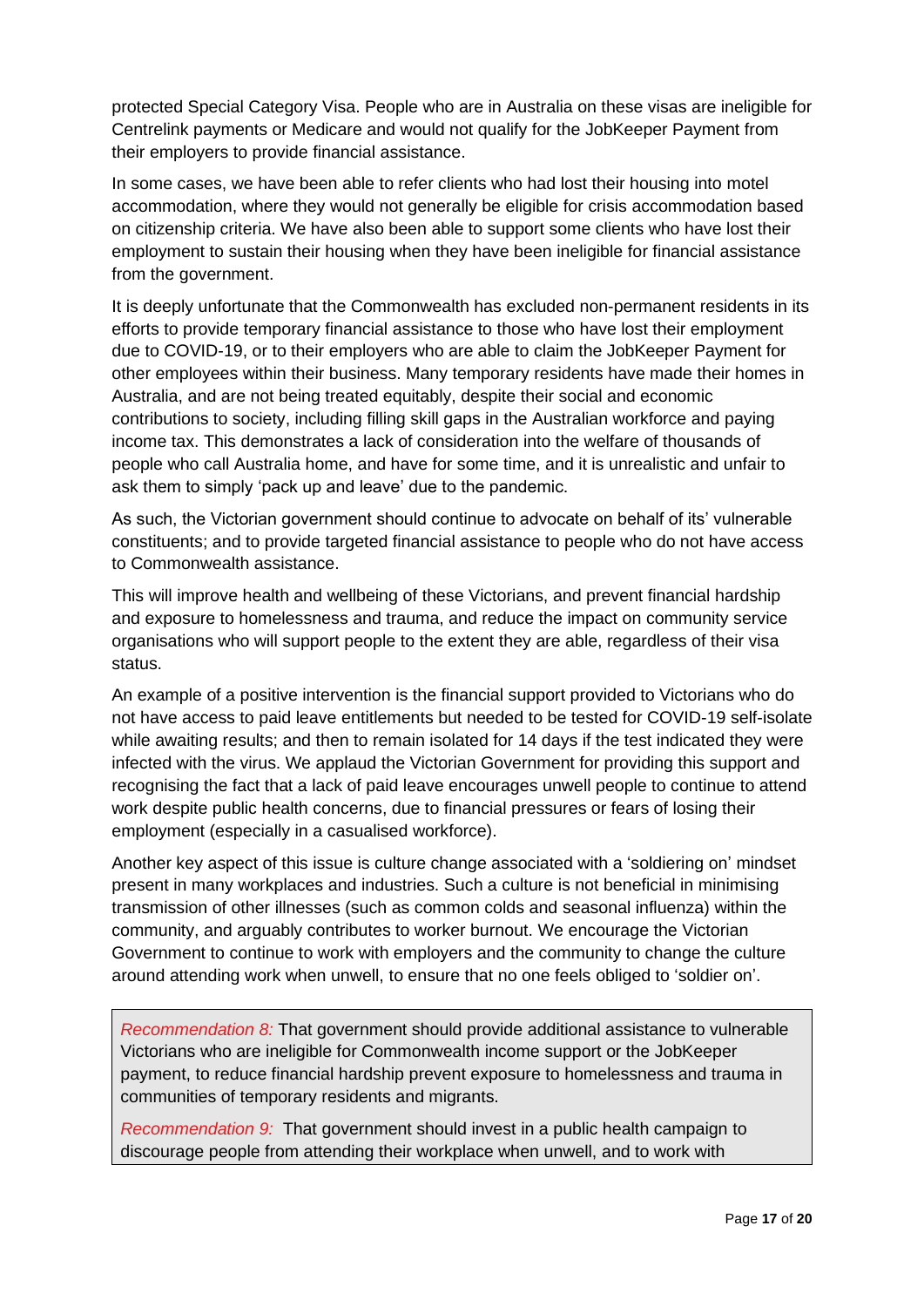protected Special Category Visa. People who are in Australia on these visas are ineligible for Centrelink payments or Medicare and would not qualify for the JobKeeper Payment from their employers to provide financial assistance.

In some cases, we have been able to refer clients who had lost their housing into motel accommodation, where they would not generally be eligible for crisis accommodation based on citizenship criteria. We have also been able to support some clients who have lost their employment to sustain their housing when they have been ineligible for financial assistance from the government.

It is deeply unfortunate that the Commonwealth has excluded non-permanent residents in its efforts to provide temporary financial assistance to those who have lost their employment due to COVID-19, or to their employers who are able to claim the JobKeeper Payment for other employees within their business. Many temporary residents have made their homes in Australia, and are not being treated equitably, despite their social and economic contributions to society, including filling skill gaps in the Australian workforce and paying income tax. This demonstrates a lack of consideration into the welfare of thousands of people who call Australia home, and have for some time, and it is unrealistic and unfair to ask them to simply 'pack up and leave' due to the pandemic.

As such, the Victorian government should continue to advocate on behalf of its' vulnerable constituents; and to provide targeted financial assistance to people who do not have access to Commonwealth assistance.

This will improve health and wellbeing of these Victorians, and prevent financial hardship and exposure to homelessness and trauma, and reduce the impact on community service organisations who will support people to the extent they are able, regardless of their visa status.

An example of a positive intervention is the financial support provided to Victorians who do not have access to paid leave entitlements but needed to be tested for COVID-19 self-isolate while awaiting results; and then to remain isolated for 14 days if the test indicated they were infected with the virus. We applaud the Victorian Government for providing this support and recognising the fact that a lack of paid leave encourages unwell people to continue to attend work despite public health concerns, due to financial pressures or fears of losing their employment (especially in a casualised workforce).

Another key aspect of this issue is culture change associated with a 'soldiering on' mindset present in many workplaces and industries. Such a culture is not beneficial in minimising transmission of other illnesses (such as common colds and seasonal influenza) within the community, and arguably contributes to worker burnout. We encourage the Victorian Government to continue to work with employers and the community to change the culture around attending work when unwell, to ensure that no one feels obliged to 'soldier on'.

> *Recommendation 8:* That government should provide additional assistance to vulnerable Victorians who are ineligible for Commonwealth income support or the JobKeeper payment, to reduce financial hardship prevent exposure to homelessness and trauma in communities of temporary residents and migrants.
>
> *Recommendation 9:* That government should invest in a public health campaign to discourage people from attending their workplace when unwell, and to work with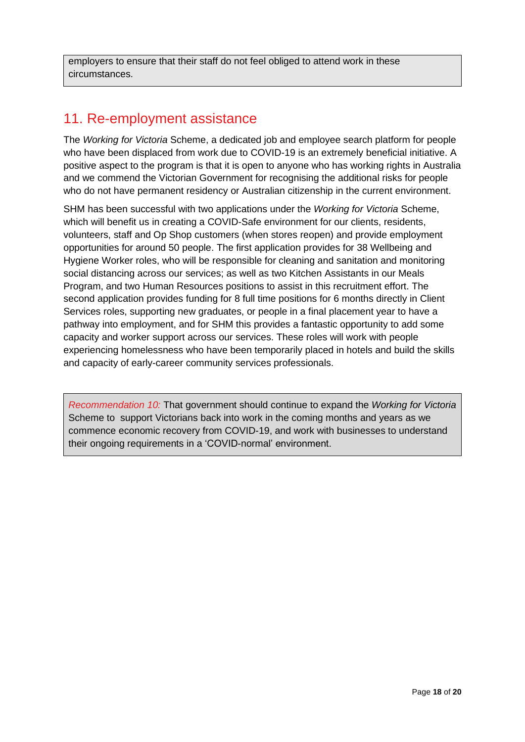employers to ensure that their staff do not feel obliged to attend work in these circumstances.

## 11. Re-employment assistance

The *Working for Victoria* Scheme, a dedicated job and employee search platform for people who have been displaced from work due to COVID-19 is an extremely beneficial initiative. A positive aspect to the program is that it is open to anyone who has working rights in Australia and we commend the Victorian Government for recognising the additional risks for people who do not have permanent residency or Australian citizenship in the current environment.

SHM has been successful with two applications under the *Working for Victoria* Scheme, which will benefit us in creating a COVID-Safe environment for our clients, residents, volunteers, staff and Op Shop customers (when stores reopen) and provide employment opportunities for around 50 people. The first application provides for 38 Wellbeing and Hygiene Worker roles, who will be responsible for cleaning and sanitation and monitoring social distancing across our services; as well as two Kitchen Assistants in our Meals Program, and two Human Resources positions to assist in this recruitment effort. The second application provides funding for 8 full time positions for 6 months directly in Client Services roles, supporting new graduates, or people in a final placement year to have a pathway into employment, and for SHM this provides a fantastic opportunity to add some capacity and worker support across our services. These roles will work with people experiencing homelessness who have been temporarily placed in hotels and build the skills and capacity of early-career community services professionals.

> *Recommendation 10:* That government should continue to expand the *Working for Victoria* Scheme to support Victorians back into work in the coming months and years as we commence economic recovery from COVID-19, and work with businesses to understand their ongoing requirements in a 'COVID-normal' environment.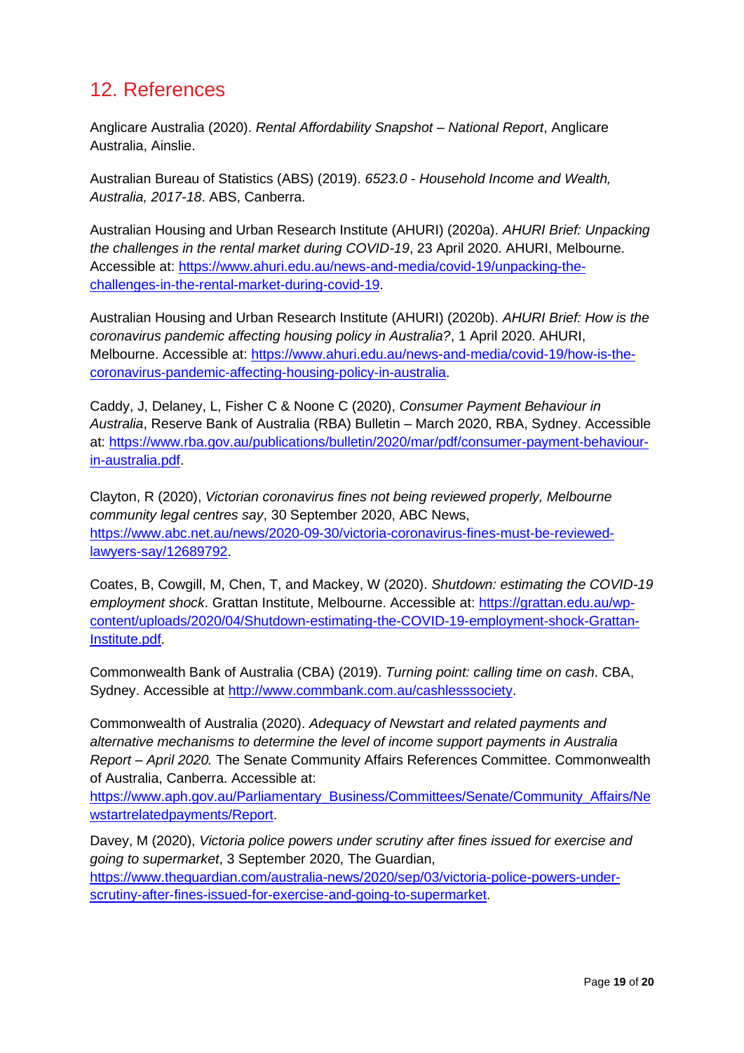## 12. References

Anglicare Australia (2020). *Rental Affordability Snapshot – National Report*, Anglicare Australia, Ainslie.

Australian Bureau of Statistics (ABS) (2019). *6523.0 - Household Income and Wealth, Australia, 2017-18*. ABS, Canberra.

Australian Housing and Urban Research Institute (AHURI) (2020a). *AHURI Brief: Unpacking the challenges in the rental market during COVID-19*, 23 April 2020. AHURI, Melbourne. Accessible at: https://www.ahuri.edu.au/news-and-media/covid-19/unpacking-the-challenges-in-the-rental-market-during-covid-19.

Australian Housing and Urban Research Institute (AHURI) (2020b). *AHURI Brief: How is the coronavirus pandemic affecting housing policy in Australia?*, 1 April 2020. AHURI, Melbourne. Accessible at: https://www.ahuri.edu.au/news-and-media/covid-19/how-is-the-coronavirus-pandemic-affecting-housing-policy-in-australia.

Caddy, J, Delaney, L, Fisher C & Noone C (2020), *Consumer Payment Behaviour in Australia*, Reserve Bank of Australia (RBA) Bulletin – March 2020, RBA, Sydney. Accessible at: https://www.rba.gov.au/publications/bulletin/2020/mar/pdf/consumer-payment-behaviour-in-australia.pdf.

Clayton, R (2020), *Victorian coronavirus fines not being reviewed properly, Melbourne community legal centres say*, 30 September 2020, ABC News, https://www.abc.net.au/news/2020-09-30/victoria-coronavirus-fines-must-be-reviewed-lawyers-say/12689792.

Coates, B, Cowgill, M, Chen, T, and Mackey, W (2020). *Shutdown: estimating the COVID-19 employment shock*. Grattan Institute, Melbourne. Accessible at: https://grattan.edu.au/wp-content/uploads/2020/04/Shutdown-estimating-the-COVID-19-employment-shock-Grattan-Institute.pdf.

Commonwealth Bank of Australia (CBA) (2019). *Turning point: calling time on cash*. CBA, Sydney. Accessible at http://www.commbank.com.au/cashlesssociety.

Commonwealth of Australia (2020). *Adequacy of Newstart and related payments and alternative mechanisms to determine the level of income support payments in Australia Report – April 2020.* The Senate Community Affairs References Committee. Commonwealth of Australia, Canberra. Accessible at: https://www.aph.gov.au/Parliamentary_Business/Committees/Senate/Community_Affairs/Newstartrelatedpayments/Report.

Davey, M (2020), *Victoria police powers under scrutiny after fines issued for exercise and going to supermarket*, 3 September 2020, The Guardian, https://www.theguardian.com/australia-news/2020/sep/03/victoria-police-powers-under-scrutiny-after-fines-issued-for-exercise-and-going-to-supermarket.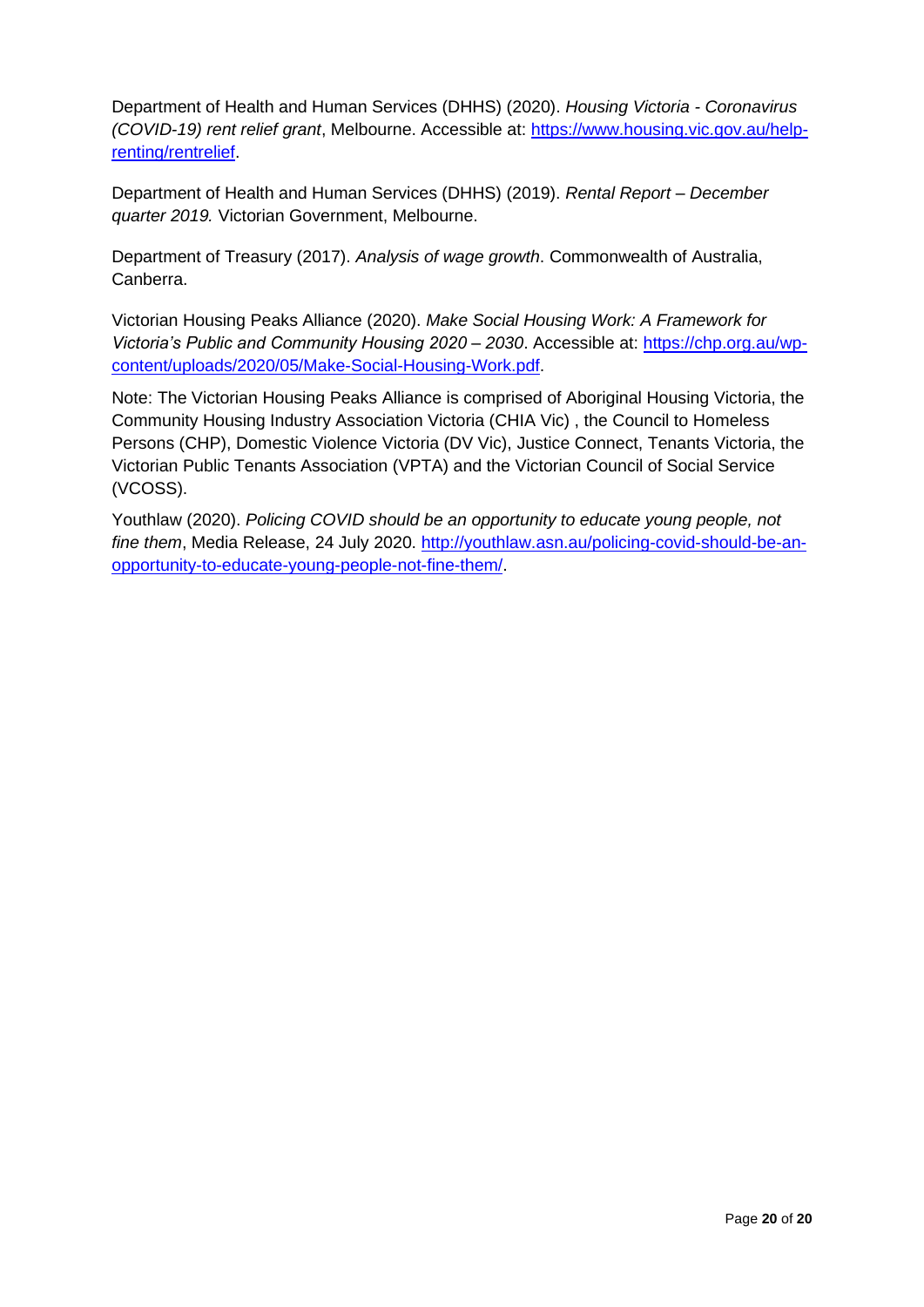Department of Health and Human Services (DHHS) (2020). *Housing Victoria - Coronavirus (COVID-19) rent relief grant*, Melbourne. Accessible at: [https://www.housing.vic.gov.au/help-renting/rentrelief](https://www.housing.vic.gov.au/help-renting/rentrelief).

Department of Health and Human Services (DHHS) (2019). *Rental Report – December quarter 2019.* Victorian Government, Melbourne.

Department of Treasury (2017). *Analysis of wage growth*. Commonwealth of Australia, Canberra.

Victorian Housing Peaks Alliance (2020). *Make Social Housing Work: A Framework for Victoria's Public and Community Housing 2020 – 2030*. Accessible at: [https://chp.org.au/wp-content/uploads/2020/05/Make-Social-Housing-Work.pdf](https://chp.org.au/wp-content/uploads/2020/05/Make-Social-Housing-Work.pdf).

Note: The Victorian Housing Peaks Alliance is comprised of Aboriginal Housing Victoria, the Community Housing Industry Association Victoria (CHIA Vic) , the Council to Homeless Persons (CHP), Domestic Violence Victoria (DV Vic), Justice Connect, Tenants Victoria, the Victorian Public Tenants Association (VPTA) and the Victorian Council of Social Service (VCOSS).

Youthlaw (2020). *Policing COVID should be an opportunity to educate young people, not fine them*, Media Release, 24 July 2020. [http://youthlaw.asn.au/policing-covid-should-be-an-opportunity-to-educate-young-people-not-fine-them/](http://youthlaw.asn.au/policing-covid-should-be-an-opportunity-to-educate-young-people-not-fine-them/).